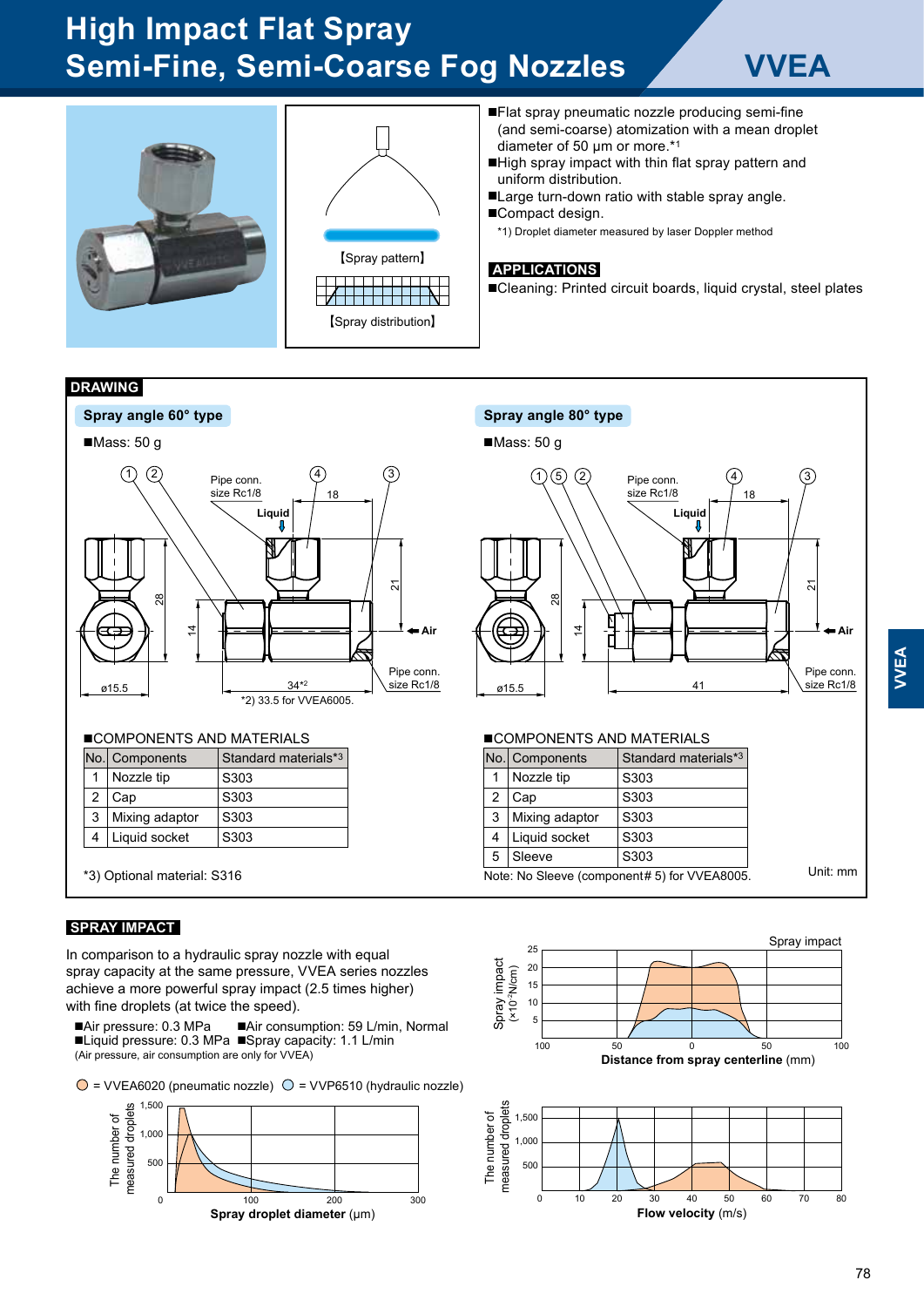# High Impact Flat Spray Semi-Fine, Semi-Coarse Fog Nozzles

## VVEA

【Spray pattern】

【Spray distribution】

- Flat spray pneumatic nozzle producing semi-fine (and semi-coarse) atomization with a mean droplet diameter of 50 µm or more.*1
- High spray impact with thin flat spray pattern and uniform distribution.
- Large turn-down ratio with stable spray angle.
- Compact design.

*1) Droplet diameter measured by laser Doppler method

### APPLICATIONS

- Cleaning: Printed circuit boards, liquid crystal, steel plates

## DRAWING

### Spray angle 60° type

- Mass: 50 g

Pipe conn. size Rc1/8, Liquid, Air, Pipe conn. size Rc1/8, ø15.5, 28, 14, 21, 18, 34*2

*2) 33.5 for VVEA6005.

#### COMPONENTS AND MATERIALS

| No. | Components | Standard materials*3 |
|---|---|---|
| 1 | Nozzle tip | S303 |
| 2 | Cap | S303 |
| 3 | Mixing adaptor | S303 |
| 4 | Liquid socket | S303 |

*3) Optional material: S316

### Spray angle 80° type

- Mass: 50 g

Pipe conn. size Rc1/8, Liquid, Air, Pipe conn. size Rc1/8, ø15.5, 28, 14, 21, 18, 41

#### COMPONENTS AND MATERIALS

| No. | Components | Standard materials*3 |
|---|---|---|
| 1 | Nozzle tip | S303 |
| 2 | Cap | S303 |
| 3 | Mixing adaptor | S303 |
| 4 | Liquid socket | S303 |
| 5 | Sleeve | S303 |

Note: No Sleeve (component# 5) for VVEA8005.

Unit: mm

## SPRAY IMPACT

In comparison to a hydraulic spray nozzle with equal spray capacity at the same pressure, VVEA series nozzles achieve a more powerful spray impact (2.5 times higher) with fine droplets (at twice the speed).

- Air pressure: 0.3 MPa
- Air consumption: 59 L/min, Normal
- Liquid pressure: 0.3 MPa
- Spray capacity: 1.1 L/min

(Air pressure, air consumption are only for VVEA)

○ = VVEA6020 (pneumatic nozzle) ○ = VVP6510 (hydraulic nozzle)

Spray impact ($\times10^{-2}$N/cm) vs. Distance from spray centerline (mm)

The number of measured droplets vs. Spray droplet diameter (µm)

The number of measured droplets vs. Flow velocity (m/s)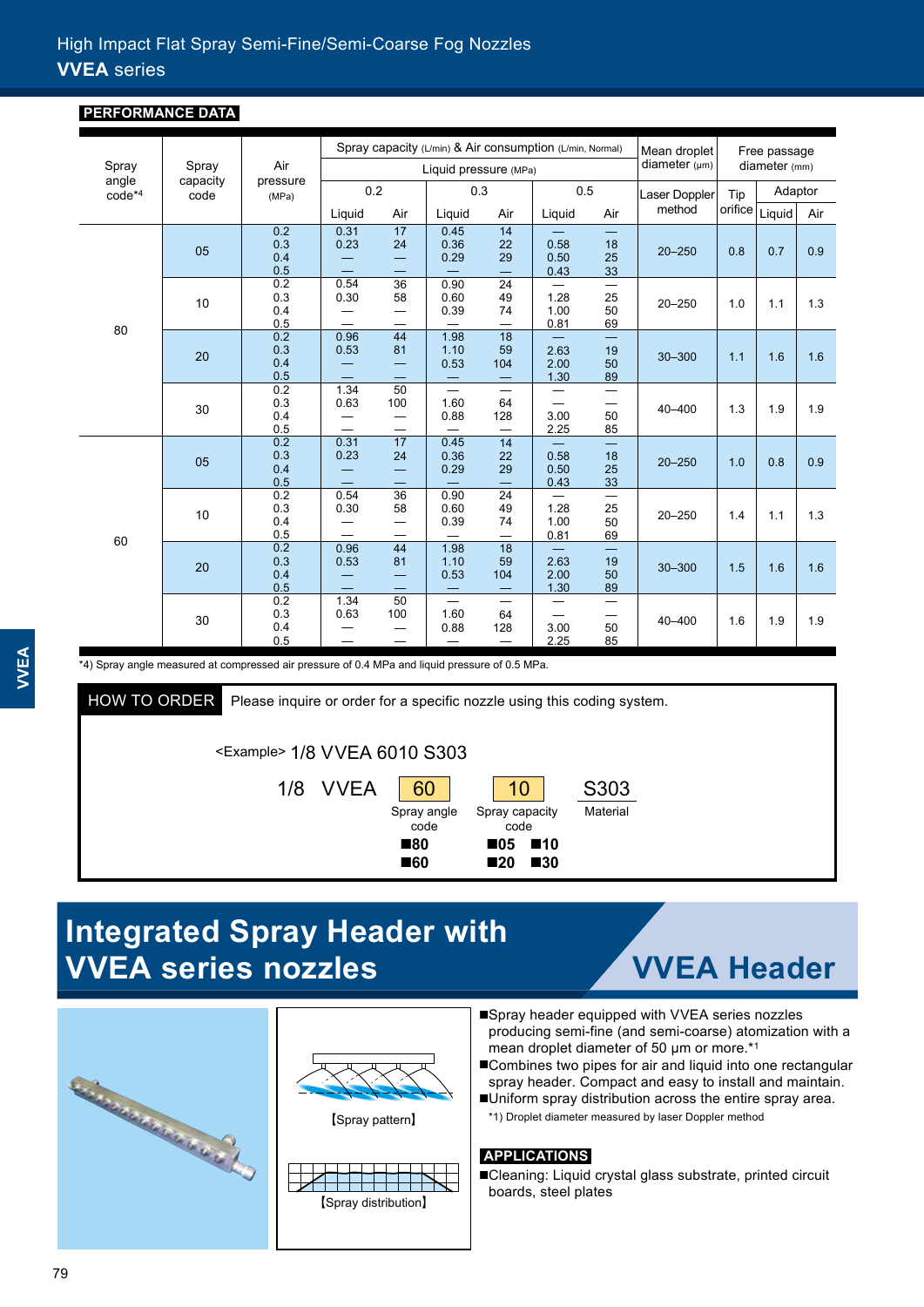# High Impact Flat Spray Semi-Fine/Semi-Coarse Fog Nozzles
## VVEA series

**PERFORMANCE DATA**

| Spray angle code*4 | Spray capacity code | Air pressure (MPa) | Spray capacity (L/min) & Air consumption (L/min, Normal) Liquid pressure (MPa) 0.2 Liquid | 0.2 Air | 0.3 Liquid | 0.3 Air | 0.5 Liquid | 0.5 Air | Mean droplet diameter (μm) Laser Doppler method | Free passage diameter (mm) Tip orifice | Adaptor Liquid | Adaptor Air |
|---|---|---|---|---|---|---|---|---|---|---|---|---|
| 80 | 05 | 0.2<br>0.3<br>0.4<br>0.5 | 0.31<br>0.23<br>—<br>— | 17<br>24<br>—<br>— | 0.45<br>0.36<br>0.29<br>— | 14<br>22<br>29<br>— | —<br>0.58<br>0.50<br>0.43 | —<br>18<br>25<br>33 | 20–250 | 0.8 | 0.7 | 0.9 |
| | 10 | 0.2<br>0.3<br>0.4<br>0.5 | 0.54<br>0.30<br>—<br>— | 36<br>58<br>—<br>— | 0.90<br>0.60<br>0.39<br>— | 24<br>49<br>74<br>— | —<br>1.28<br>1.00<br>0.81 | —<br>25<br>50<br>69 | 20–250 | 1.0 | 1.1 | 1.3 |
| | 20 | 0.2<br>0.3<br>0.4<br>0.5 | 0.96<br>0.53<br>—<br>— | 44<br>81<br>—<br>— | 1.98<br>1.10<br>0.53<br>— | 18<br>59<br>104<br>— | —<br>2.63<br>2.00<br>1.30 | —<br>19<br>50<br>89 | 30–300 | 1.1 | 1.6 | 1.6 |
| | 30 | 0.2<br>0.3<br>0.4<br>0.5 | 1.34<br>0.63<br>—<br>— | 50<br>100<br>—<br>— | —<br>1.60<br>0.88<br>— | —<br>64<br>128<br>— | —<br>—<br>3.00<br>2.25 | —<br>—<br>50<br>85 | 40–400 | 1.3 | 1.9 | 1.9 |
| 60 | 05 | 0.2<br>0.3<br>0.4<br>0.5 | 0.31<br>0.23<br>—<br>— | 17<br>24<br>—<br>— | 0.45<br>0.36<br>0.29<br>— | 14<br>22<br>29<br>— | —<br>0.58<br>0.50<br>0.43 | —<br>18<br>25<br>33 | 20–250 | 1.0 | 0.8 | 0.9 |
| | 10 | 0.2<br>0.3<br>0.4<br>0.5 | 0.54<br>0.30<br>—<br>— | 36<br>58<br>—<br>— | 0.90<br>0.60<br>0.39<br>— | 24<br>49<br>74<br>— | —<br>1.28<br>1.00<br>0.81 | —<br>25<br>50<br>69 | 20–250 | 1.4 | 1.1 | 1.3 |
| | 20 | 0.2<br>0.3<br>0.4<br>0.5 | 0.96<br>0.53<br>—<br>— | 44<br>81<br>—<br>— | 1.98<br>1.10<br>0.53<br>— | 18<br>59<br>104<br>— | —<br>2.63<br>2.00<br>1.30 | —<br>19<br>50<br>89 | 30–300 | 1.5 | 1.6 | 1.6 |
| | 30 | 0.2<br>0.3<br>0.4<br>0.5 | 1.34<br>0.63<br>—<br>— | 50<br>100<br>—<br>— | —<br>1.60<br>0.88<br>— | —<br>64<br>128<br>— | —<br>—<br>3.00<br>2.25 | —<br>—<br>50<br>85 | 40–400 | 1.6 | 1.9 | 1.9 |

*4) Spray angle measured at compressed air pressure of 0.4 MPa and liquid pressure of 0.5 MPa.

**HOW TO ORDER** Please inquire or order for a specific nozzle using this coding system.

<Example> 1/8 VVEA 6010 S303

1/8 VVEA 60 10 S303

- 60 — Spray angle code: ■80 ■60
- 10 — Spray capacity code: ■05 ■10 ■20 ■30
- S303 — Material

# Integrated Spray Header with VVEA series nozzles

## VVEA Header

【Spray pattern】

【Spray distribution】

- ■Spray header equipped with VVEA series nozzles producing semi-fine (and semi-coarse) atomization with a mean droplet diameter of 50 μm or more.*1
- ■Combines two pipes for air and liquid into one rectangular spray header. Compact and easy to install and maintain.
- ■Uniform spray distribution across the entire spray area.

*1) Droplet diameter measured by laser Doppler method

**APPLICATIONS**

- ■Cleaning: Liquid crystal glass substrate, printed circuit boards, steel plates